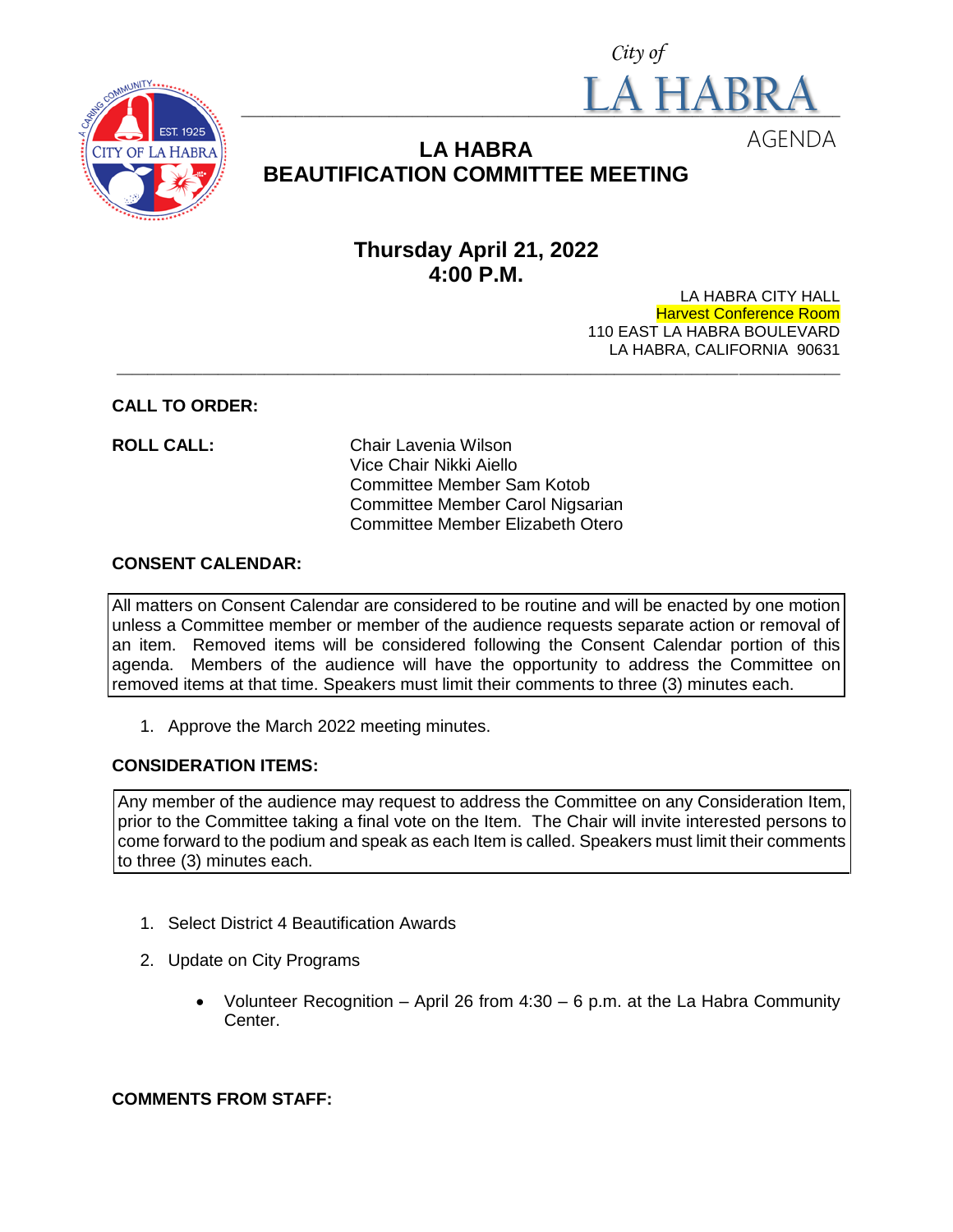City of

LA HABRA

AGENDA

# LA HABRA BEAUTIFICATION COMMITTEE MEETING

## Thursday April 21, 2022
## 4:00 P.M.

LA HABRA CITY HALL
Harvest Conference Room
110 EAST LA HABRA BOULEVARD
LA HABRA, CALIFORNIA 90631

**CALL TO ORDER:**

**ROLL CALL:**

Chair Lavenia Wilson
Vice Chair Nikki Aiello
Committee Member Sam Kotob
Committee Member Carol Nigsarian
Committee Member Elizabeth Otero

**CONSENT CALENDAR:**

All matters on Consent Calendar are considered to be routine and will be enacted by one motion unless a Committee member or member of the audience requests separate action or removal of an item. Removed items will be considered following the Consent Calendar portion of this agenda. Members of the audience will have the opportunity to address the Committee on removed items at that time. Speakers must limit their comments to three (3) minutes each.

1. Approve the March 2022 meeting minutes.

**CONSIDERATION ITEMS:**

Any member of the audience may request to address the Committee on any Consideration Item, prior to the Committee taking a final vote on the Item. The Chair will invite interested persons to come forward to the podium and speak as each Item is called. Speakers must limit their comments to three (3) minutes each.

1. Select District 4 Beautification Awards
2. Update on City Programs
   - Volunteer Recognition – April 26 from 4:30 – 6 p.m. at the La Habra Community Center.

**COMMENTS FROM STAFF:**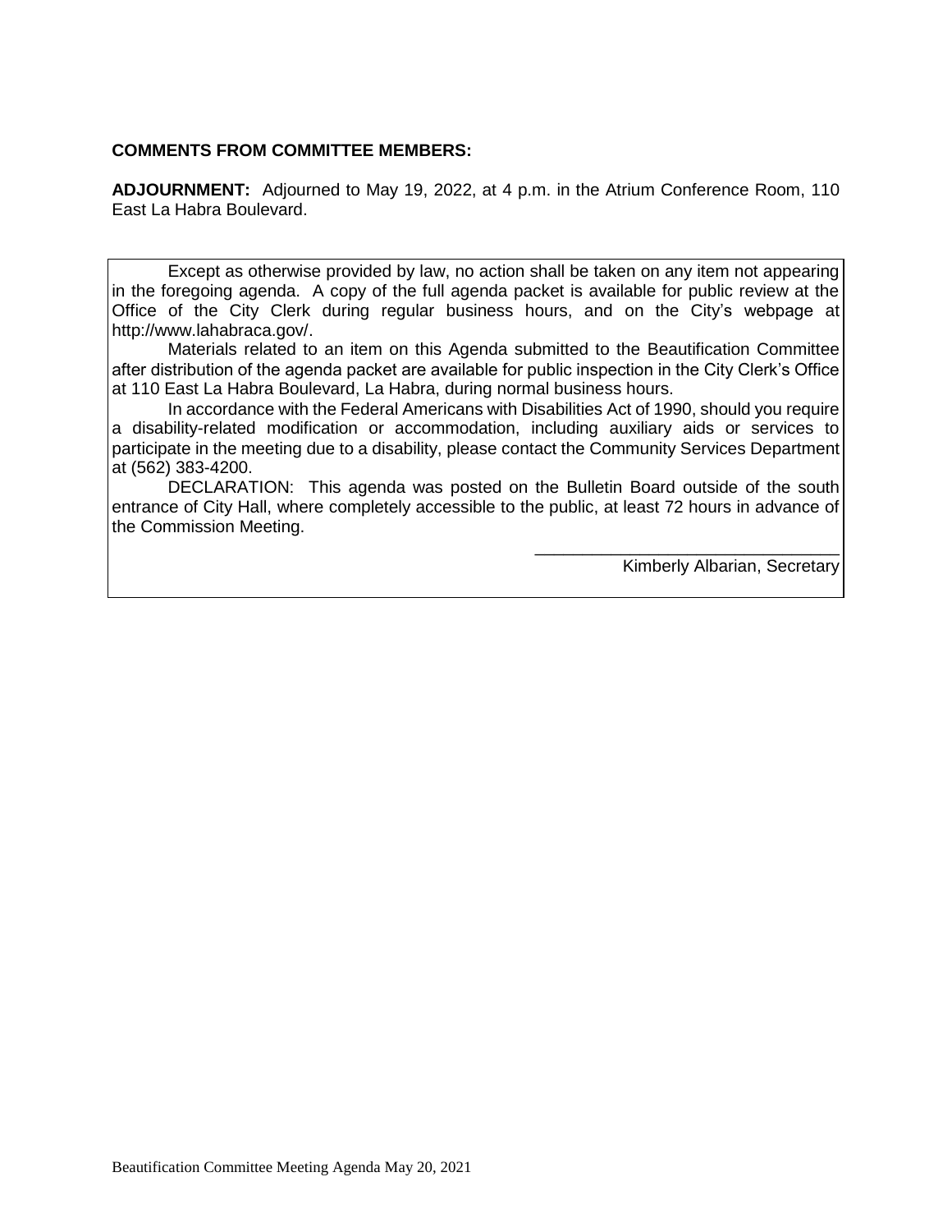**COMMENTS FROM COMMITTEE MEMBERS:**

**ADJOURNMENT:** Adjourned to May 19, 2022, at 4 p.m. in the Atrium Conference Room, 110 East La Habra Boulevard.

Except as otherwise provided by law, no action shall be taken on any item not appearing in the foregoing agenda. A copy of the full agenda packet is available for public review at the Office of the City Clerk during regular business hours, and on the City's webpage at http://www.lahabraca.gov/.

Materials related to an item on this Agenda submitted to the Beautification Committee after distribution of the agenda packet are available for public inspection in the City Clerk's Office at 110 East La Habra Boulevard, La Habra, during normal business hours.

In accordance with the Federal Americans with Disabilities Act of 1990, should you require a disability-related modification or accommodation, including auxiliary aids or services to participate in the meeting due to a disability, please contact the Community Services Department at (562) 383-4200.

DECLARATION: This agenda was posted on the Bulletin Board outside of the south entrance of City Hall, where completely accessible to the public, at least 72 hours in advance of the Commission Meeting.

\_\_\_\_\_\_\_\_\_\_\_\_\_\_\_\_\_\_\_\_\_\_\_\_\_\_\_\_\_\_\_\_

Kimberly Albarian, Secretary